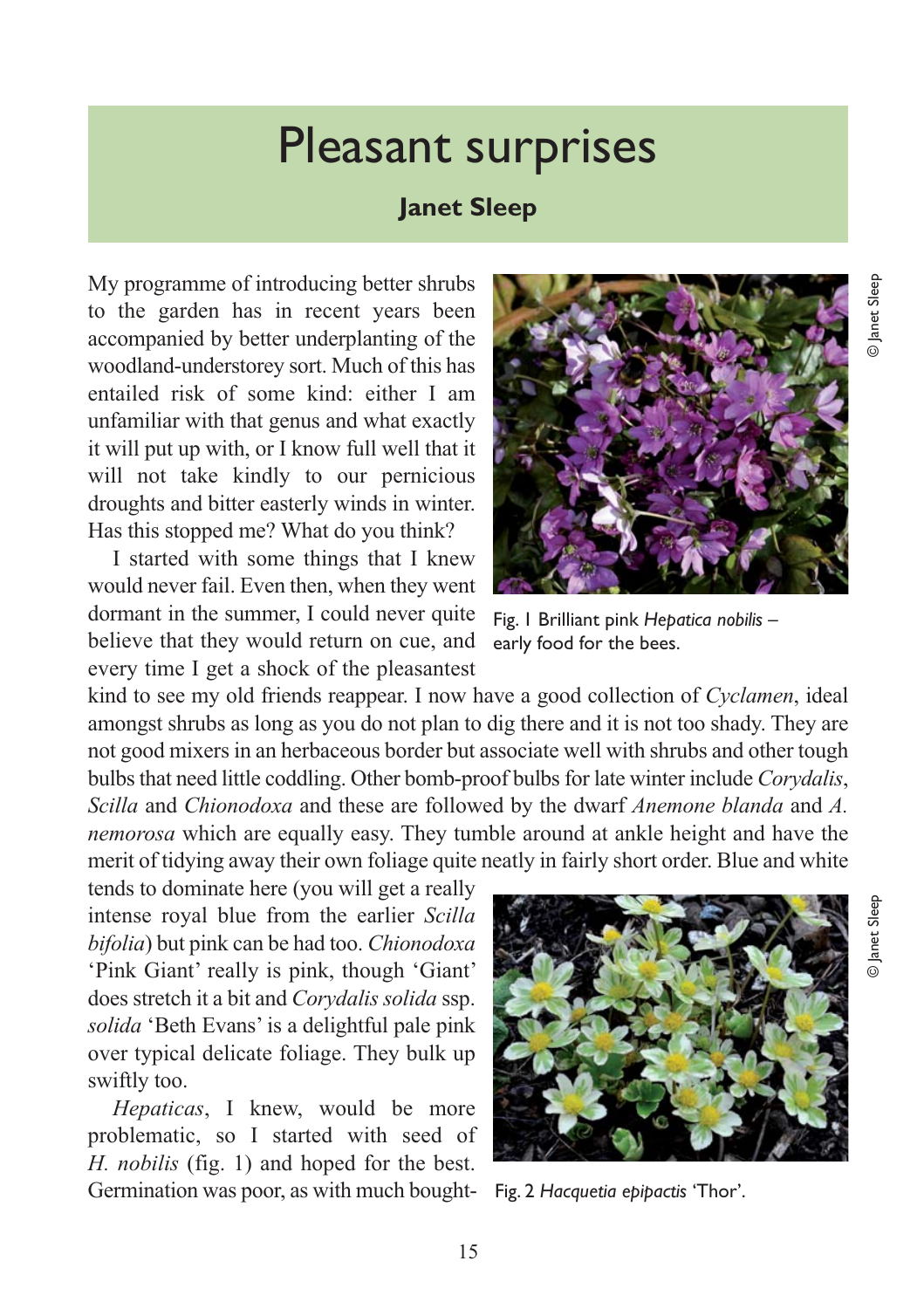# Pleasant surprises

**Janet Sleep**

My programme of introducing better shrubs to the garden has in recent years been accompanied by better underplanting of the woodland-understorey sort. Much of this has entailed risk of some kind: either I am unfamiliar with that genus and what exactly it will put up with, or I know full well that it will not take kindly to our pernicious droughts and bitter easterly winds in winter. Has this stopped me? What do you think?

I started with some things that I knew would never fail. Even then, when they went dormant in the summer, I could never quite believe that they would return on cue, and every time I get a shock of the pleasantest kind to see my old friends reappear. I now have a good collection of *Cyclamen*, ideal amongst shrubs as long as you do not plan to dig there and it is not too shady. They are not good mixers in an herbaceous border but associate well with shrubs and other tough bulbs that need little coddling. Other bomb-proof bulbs for late winter include *Corydalis*, *Scilla* and *Chionodoxa* and these are followed by the dwarf *Anemone blanda* and *A. nemorosa* which are equally easy. They tumble around at ankle height and have the merit of tidying away their own foliage quite neatly in fairly short order. Blue and white tends to dominate here (you will get a really intense royal blue from the earlier *Scilla bifolia*) but pink can be had too. *Chionodoxa* 'Pink Giant' really is pink, though 'Giant' does stretch it a bit and *Corydalis solida* ssp. *solida* 'Beth Evans' is a delightful pale pink over typical delicate foliage. They bulk up swiftly too.

© Janet Sleep

Fig. 1 Brilliant pink *Hepatica nobilis* – early food for the bees.

© Janet Sleep

Fig. 2 *Hacquetia epipactis* 'Thor'.

*Hepaticas*, I knew, would be more problematic, so I started with seed of *H. nobilis* (fig. 1) and hoped for the best. Germination was poor, as with much bought-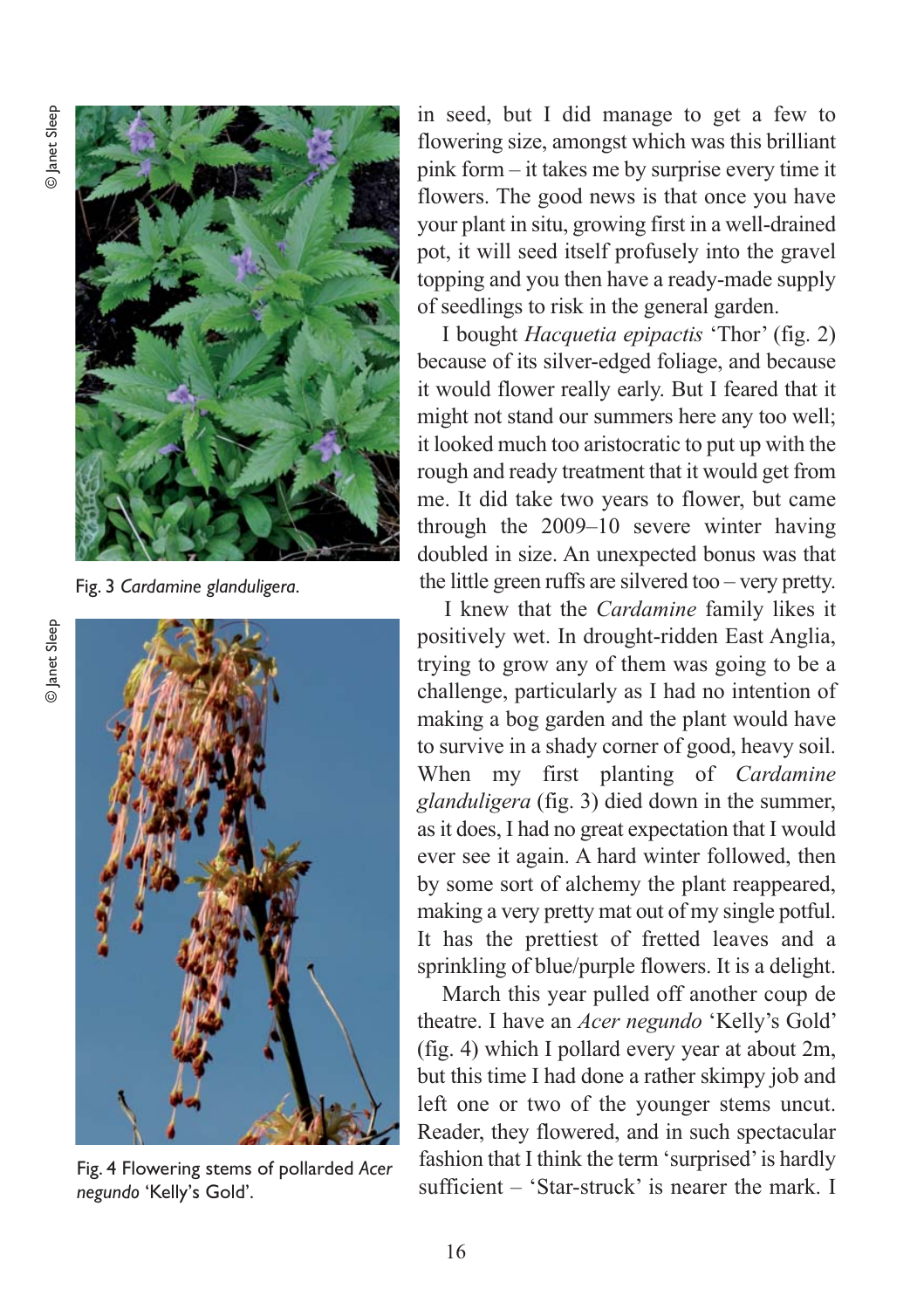Fig. 3 *Cardamine glanduligera*.

Fig. 4 Flowering stems of pollarded *Acer negundo* 'Kelly's Gold'.

in seed, but I did manage to get a few to flowering size, amongst which was this brilliant pink form – it takes me by surprise every time it flowers. The good news is that once you have your plant in situ, growing first in a well-drained pot, it will seed itself profusely into the gravel topping and you then have a ready-made supply of seedlings to risk in the general garden.

I bought *Hacquetia epipactis* 'Thor' (fig. 2) because of its silver-edged foliage, and because it would flower really early. But I feared that it might not stand our summers here any too well; it looked much too aristocratic to put up with the rough and ready treatment that it would get from me. It did take two years to flower, but came through the 2009–10 severe winter having doubled in size. An unexpected bonus was that the little green ruffs are silvered too – very pretty.

I knew that the *Cardamine* family likes it positively wet. In drought-ridden East Anglia, trying to grow any of them was going to be a challenge, particularly as I had no intention of making a bog garden and the plant would have to survive in a shady corner of good, heavy soil. When my first planting of *Cardamine glanduligera* (fig. 3) died down in the summer, as it does, I had no great expectation that I would ever see it again. A hard winter followed, then by some sort of alchemy the plant reappeared, making a very pretty mat out of my single potful. It has the prettiest of fretted leaves and a sprinkling of blue/purple flowers. It is a delight.

March this year pulled off another coup de theatre. I have an *Acer negundo* 'Kelly's Gold' (fig. 4) which I pollard every year at about 2m, but this time I had done a rather skimpy job and left one or two of the younger stems uncut. Reader, they flowered, and in such spectacular fashion that I think the term 'surprised' is hardly sufficient – 'Star-struck' is nearer the mark. I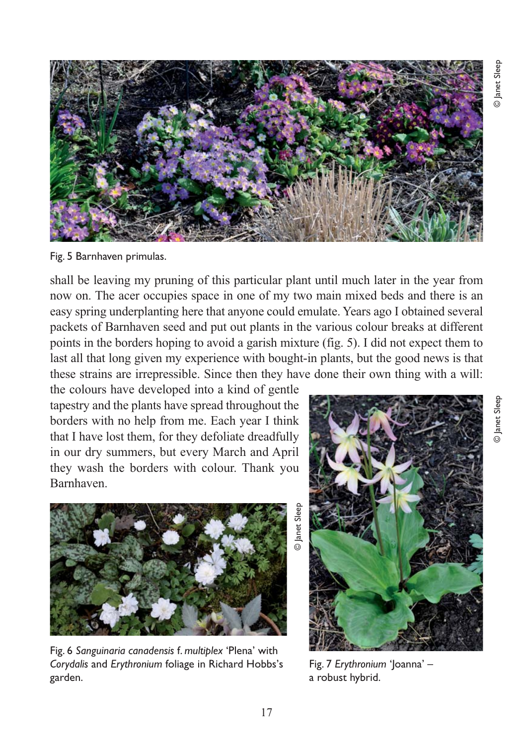Fig. 5 Barnhaven primulas.

shall be leaving my pruning of this particular plant until much later in the year from now on. The acer occupies space in one of my two main mixed beds and there is an easy spring underplanting here that anyone could emulate. Years ago I obtained several packets of Barnhaven seed and put out plants in the various colour breaks at different points in the borders hoping to avoid a garish mixture (fig. 5). I did not expect them to last all that long given my experience with bought-in plants, but the good news is that these strains are irrepressible. Since then they have done their own thing with a will: the colours have developed into a kind of gentle tapestry and the plants have spread throughout the borders with no help from me. Each year I think that I have lost them, for they defoliate dreadfully in our dry summers, but every March and April they wash the borders with colour. Thank you Barnhaven.

Fig. 6 *Sanguinaria canadensis* f. *multiplex* 'Plena' with *Corydalis* and *Erythronium* foliage in Richard Hobbs's garden.

Fig. 7 *Erythronium* 'Joanna' – a robust hybrid.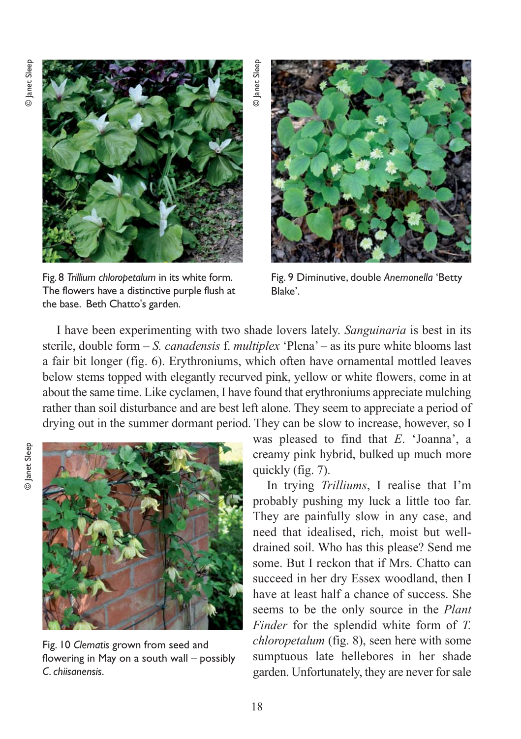Fig. 8 *Trillium chloropetalum* in its white form. The flowers have a distinctive purple flush at the base. Beth Chatto's garden.

Fig. 9 Diminutive, double *Anemonella* 'Betty Blake'.

I have been experimenting with two shade lovers lately. *Sanguinaria* is best in its sterile, double form – *S. canadensis* f. *multiplex* 'Plena' – as its pure white blooms last a fair bit longer (fig. 6). Erythroniums, which often have ornamental mottled leaves below stems topped with elegantly recurved pink, yellow or white flowers, come in at about the same time. Like cyclamen, I have found that erythroniums appreciate mulching rather than soil disturbance and are best left alone. They seem to appreciate a period of drying out in the summer dormant period. They can be slow to increase, however, so I was pleased to find that *E.* 'Joanna', a creamy pink hybrid, bulked up much more quickly (fig. 7).

In trying *Trilliums*, I realise that I'm probably pushing my luck a little too far. They are painfully slow in any case, and need that idealised, rich, moist but well-drained soil. Who has this please? Send me some. But I reckon that if Mrs. Chatto can succeed in her dry Essex woodland, then I have at least half a chance of success. She seems to be the only source in the *Plant Finder* for the splendid white form of *T. chloropetalum* (fig. 8), seen here with some sumptuous late hellebores in her shade garden. Unfortunately, they are never for sale

Fig. 10 *Clematis* grown from seed and flowering in May on a south wall – possibly *C. chiisanensis*.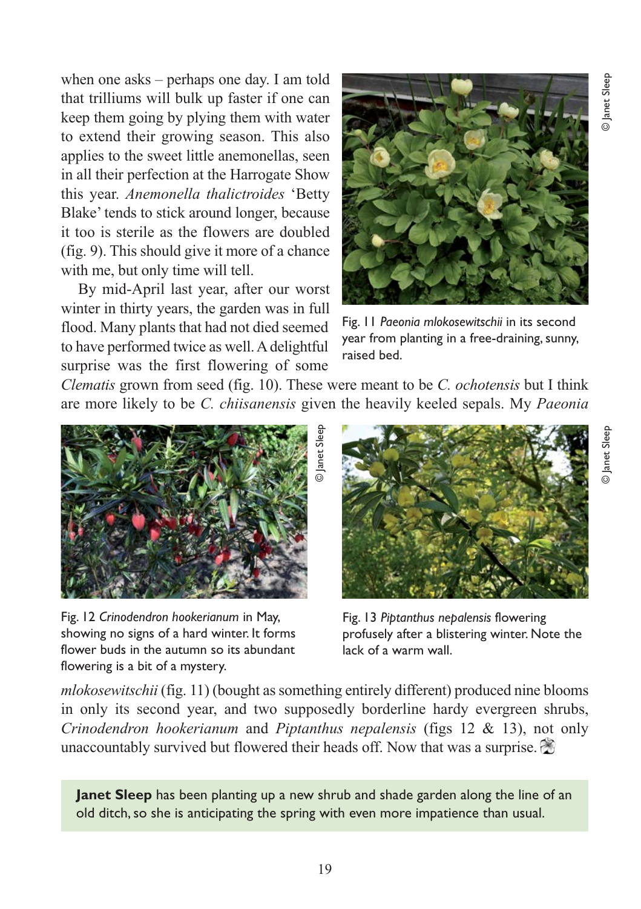when one asks – perhaps one day. I am told that trilliums will bulk up faster if one can keep them going by plying them with water to extend their growing season. This also applies to the sweet little anemonellas, seen in all their perfection at the Harrogate Show this year. *Anemonella thalictroides* 'Betty Blake' tends to stick around longer, because it too is sterile as the flowers are doubled (fig. 9). This should give it more of a chance with me, but only time will tell.

By mid-April last year, after our worst winter in thirty years, the garden was in full flood. Many plants that had not died seemed to have performed twice as well. A delightful surprise was the first flowering of some *Clematis* grown from seed (fig. 10). These were meant to be *C. ochotensis* but I think are more likely to be *C. chiisanensis* given the heavily keeled sepals. My *Paeonia mlokosewitschii* (fig. 11) (bought as something entirely different) produced nine blooms in only its second year, and two supposedly borderline hardy evergreen shrubs, *Crinodendron hookerianum* and *Piptanthus nepalensis* (figs 12 & 13), not only unaccountably survived but flowered their heads off. Now that was a surprise.

© Janet Sleep

Fig. 11 *Paeonia mlokosewitschii* in its second year from planting in a free-draining, sunny, raised bed.

© Janet Sleep

Fig. 12 *Crinodendron hookerianum* in May, showing no signs of a hard winter. It forms flower buds in the autumn so its abundant flowering is a bit of a mystery.

© Janet Sleep

Fig. 13 *Piptanthus nepalensis* flowering profusely after a blistering winter. Note the lack of a warm wall.

**Janet Sleep** has been planting up a new shrub and shade garden along the line of an old ditch, so she is anticipating the spring with even more impatience than usual.